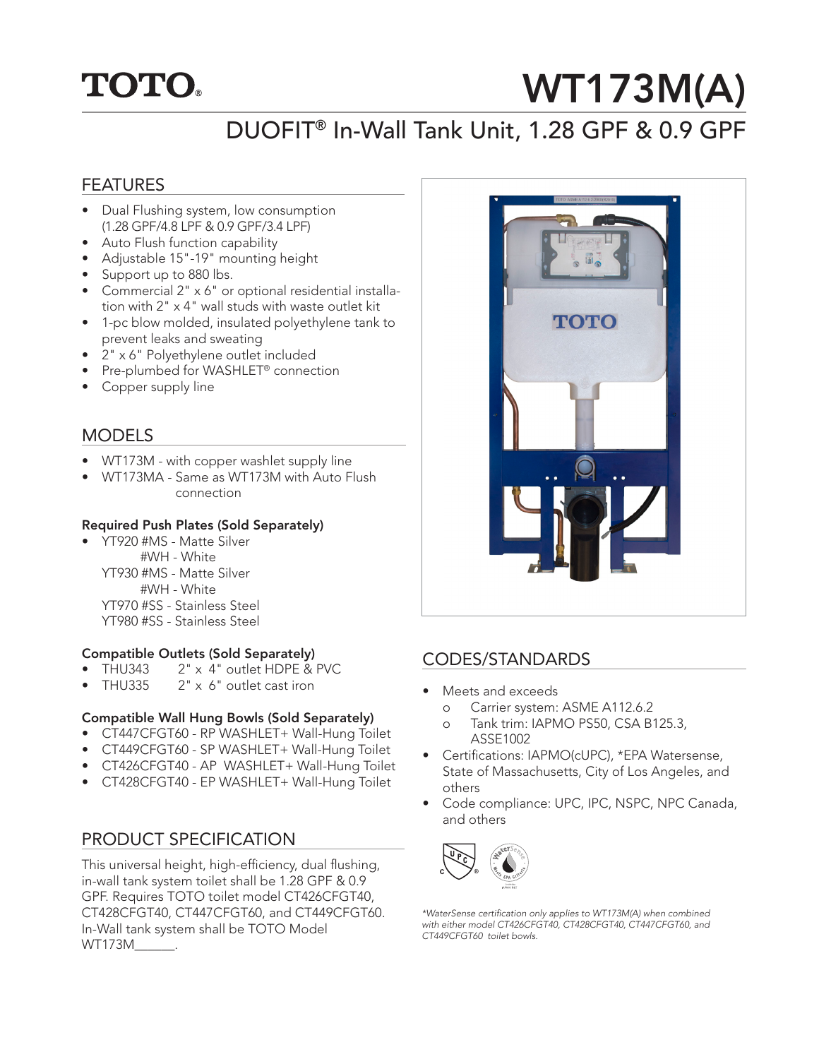# TOTO®

# WT173M(A)

## DUOFIT® In-Wall Tank Unit, 1.28 GPF & 0.9 GPF

## FEATURES

- Dual Flushing system, low consumption (1.28 GPF/4.8 LPF & 0.9 GPF/3.4 LPF)
- Auto Flush function capability
- Adjustable 15"-19" mounting height
- Support up to 880 lbs.
- Commercial 2" x 6" or optional residential installation with 2" x 4" wall studs with waste outlet kit
- 1-pc blow molded, insulated polyethylene tank to prevent leaks and sweating
- 2" x 6" Polyethylene outlet included
- Pre-plumbed for WASHLET® connection
- Copper supply line

## MODELS

- WT173M - with copper washlet supply line
- WT173MA - Same as WT173M with Auto Flush connection

**Required Push Plates (Sold Separately)**

- YT920 #MS - Matte Silver
  #WH - White
  YT930 #MS - Matte Silver
  #WH - White
  YT970 #SS - Stainless Steel
  YT980 #SS - Stainless Steel

**Compatible Outlets (Sold Separately)**

- THU343 2" x 4" outlet HDPE & PVC
- THU335 2" x 6" outlet cast iron

**Compatible Wall Hung Bowls (Sold Separately)**

- CT447CFGT60 - RP WASHLET+ Wall-Hung Toilet
- CT449CFGT60 - SP WASHLET+ Wall-Hung Toilet
- CT426CFGT40 - AP WASHLET+ Wall-Hung Toilet
- CT428CFGT40 - EP WASHLET+ Wall-Hung Toilet

## PRODUCT SPECIFICATION

This universal height, high-efficiency, dual flushing, in-wall tank system toilet shall be 1.28 GPF & 0.9 GPF. Requires TOTO toilet model CT426CFGT40, CT428CFGT40, CT447CFGT60, and CT449CFGT60. In-Wall tank system shall be TOTO Model WT173M______.

## CODES/STANDARDS

- Meets and exceeds
  - Carrier system: ASME A112.6.2
  - Tank trim: IAPMO PS50, CSA B125.3, ASSE1002
- Certifications: IAPMO(cUPC), *EPA Watersense, State of Massachusetts, City of Los Angeles, and others
- Code compliance: UPC, IPC, NSPC, NPC Canada, and others

*\*WaterSense certification only applies to WT173M(A) when combined with either model CT426CFGT40, CT428CFGT40, CT447CFGT60, and CT449CFGT60 toilet bowls.*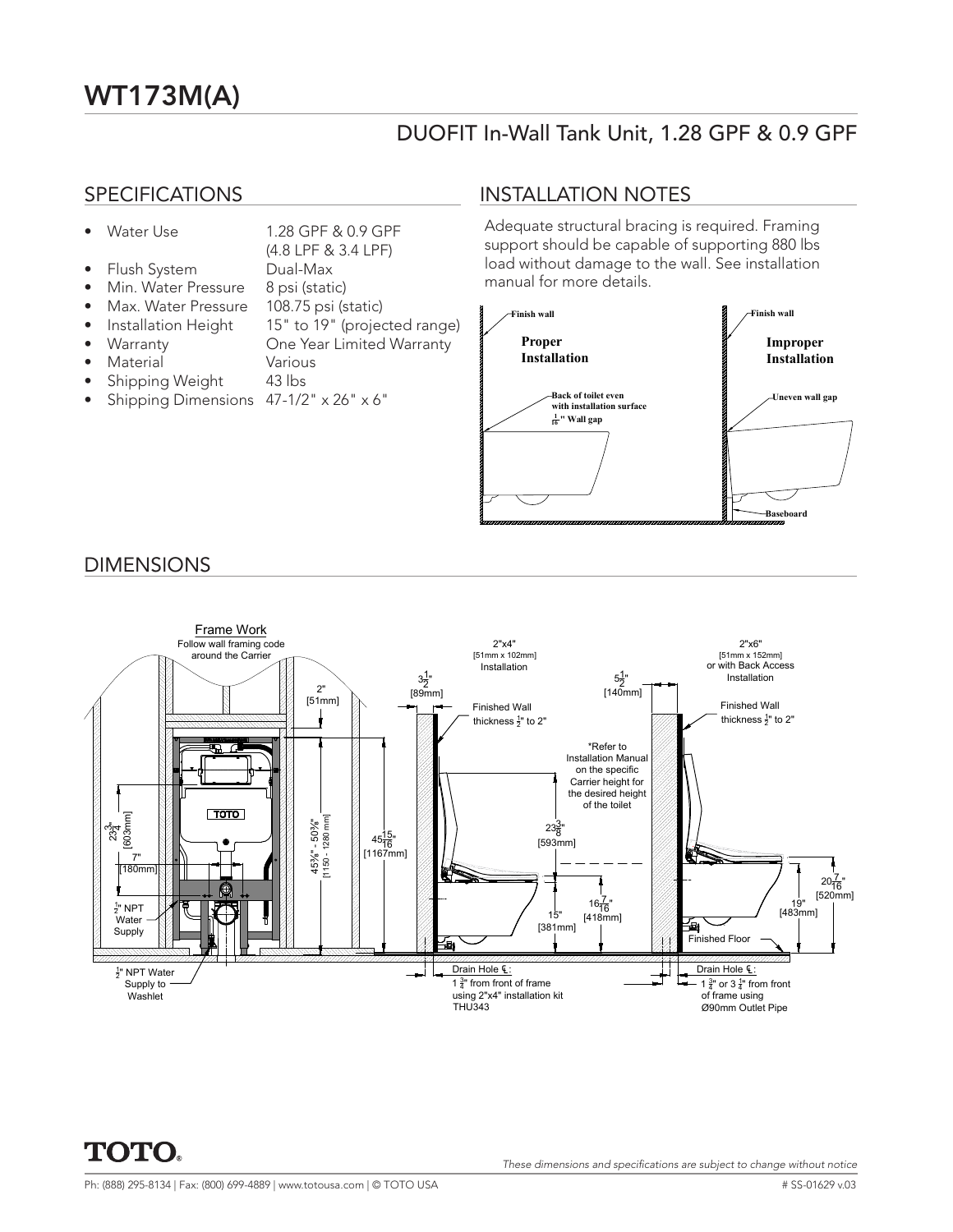# WT173M(A)

## DUOFIT In-Wall Tank Unit, 1.28 GPF & 0.9 GPF

## SPECIFICATIONS

- Water Use: 1.28 GPF & 0.9 GPF (4.8 LPF & 3.4 LPF)
- Flush System: Dual-Max
- Min. Water Pressure: 8 psi (static)
- Max. Water Pressure: 108.75 psi (static)
- Installation Height: 15" to 19" (projected range)
- Warranty: One Year Limited Warranty
- Material: Various
- Shipping Weight: 43 lbs
- Shipping Dimensions: 47-1/2" x 26" x 6"

## INSTALLATION NOTES

Adequate structural bracing is required. Framing support should be capable of supporting 880 lbs load without damage to the wall. See installation manual for more details.

Finish wall
**Proper Installation**
Back of toilet even with installation surface
1/16" Wall gap

Finish wall
**Improper Installation**
Uneven wall gap
Baseboard

## DIMENSIONS

Frame Work
Follow wall framing code around the Carrier

2" [51mm]
23 3/4" [603mm]
7" [180mm]
1/2" NPT Water Supply
1/2" NPT Water Supply to Washlet
45 5/16" - 50 3/8" [1150 - 1280 mm]
45 15/16" [1167mm]

2"x4" [51mm x 102mm] Installation
3 1/2" [89mm]
Finished Wall thickness 1/2" to 2"
23 3/8" [593mm]
16 7/16" [418mm]
15" [381mm]
Drain Hole ℄: 1 3/4" from front of frame using 2"x4" installation kit THU343

*Refer to Installation Manual on the specific Carrier height for the desired height of the toilet

2"x6" [51mm x 152mm] or with Back Access Installation
5 1/2" [140mm]
Finished Wall thickness 1/2" to 2"
20 7/16" [520mm]
19" [483mm]
Finished Floor
Drain Hole ℄: 1 3/4" or 3 1/4" from front of frame using Ø90mm Outlet Pipe

TOTO®

*These dimensions and specifications are subject to change without notice*

Ph: (888) 295-8134 | Fax: (800) 699-4889 | www.totousa.com | © TOTO USA

# SS-01629 v.03